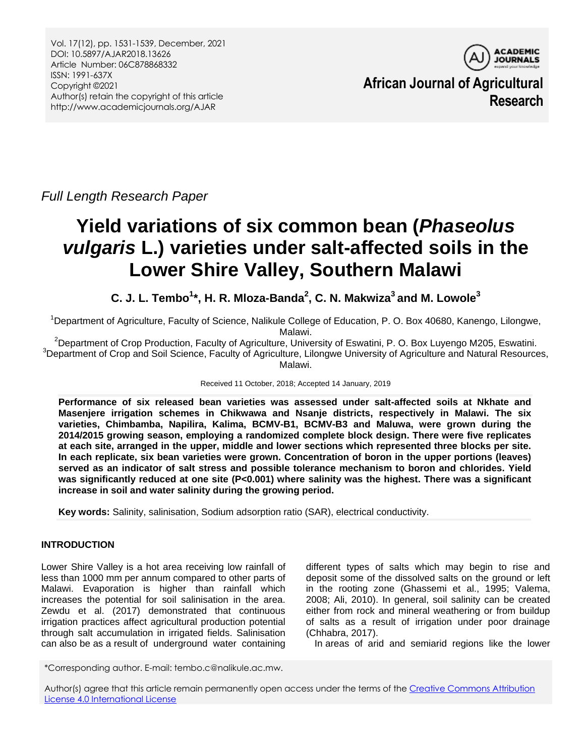Full Length Research Paper

# Yield variations of six common bean (*Phaseolus vulgaris* L.) varieties under salt-affected soils in the Lower Shire Valley, Southern Malawi

**C. J. L. Tembo[1]*, H. R. Mloza-Banda[2], C. N. Makwiza[3] and M. Lowole[3]**

[1]Department of Agriculture, Faculty of Science, Nalikule College of Education, P. O. Box 40680, Kanengo, Lilongwe, Malawi.

[2]Department of Crop Production, Faculty of Agriculture, University of Eswatini, P. O. Box Luyengo M205, Eswatini.

[3]Department of Crop and Soil Science, Faculty of Agriculture, Lilongwe University of Agriculture and Natural Resources, Malawi.

Received 11 October, 2018; Accepted 14 January, 2019

**Performance of six released bean varieties was assessed under salt-affected soils at Nkhate and Masenjere irrigation schemes in Chikwawa and Nsanje districts, respectively in Malawi. The six varieties, Chimbamba, Napilira, Kalima, BCMV-B1, BCMV-B3 and Maluwa, were grown during the 2014/2015 growing season, employing a randomized complete block design. There were five replicates at each site, arranged in the upper, middle and lower sections which represented three blocks per site. In each replicate, six bean varieties were grown. Concentration of boron in the upper portions (leaves) served as an indicator of salt stress and possible tolerance mechanism to boron and chlorides. Yield was significantly reduced at one site (P<0.001) where salinity was the highest. There was a significant increase in soil and water salinity during the growing period.**

**Key words:** Salinity, salinisation, Sodium adsorption ratio (SAR), electrical conductivity.

## INTRODUCTION

Lower Shire Valley is a hot area receiving low rainfall of less than 1000 mm per annum compared to other parts of Malawi. Evaporation is higher than rainfall which increases the potential for soil salinisation in the area. Zewdu et al. (2017) demonstrated that continuous irrigation practices affect agricultural production potential through salt accumulation in irrigated fields. Salinisation can also be as a result of underground water containing different types of salts which may begin to rise and deposit some of the dissolved salts on the ground or left in the rooting zone (Ghassemi et al., 1995; Valema, 2008; Ali, 2010). In general, soil salinity can be created either from rock and mineral weathering or from buildup of salts as a result of irrigation under poor drainage (Chhabra, 2017).

In areas of arid and semiarid regions like the lower

*Corresponding author. E-mail: tembo.c@nalikule.ac.mw.

Author(s) agree that this article remain permanently open access under the terms of the Creative Commons Attribution License 4.0 International License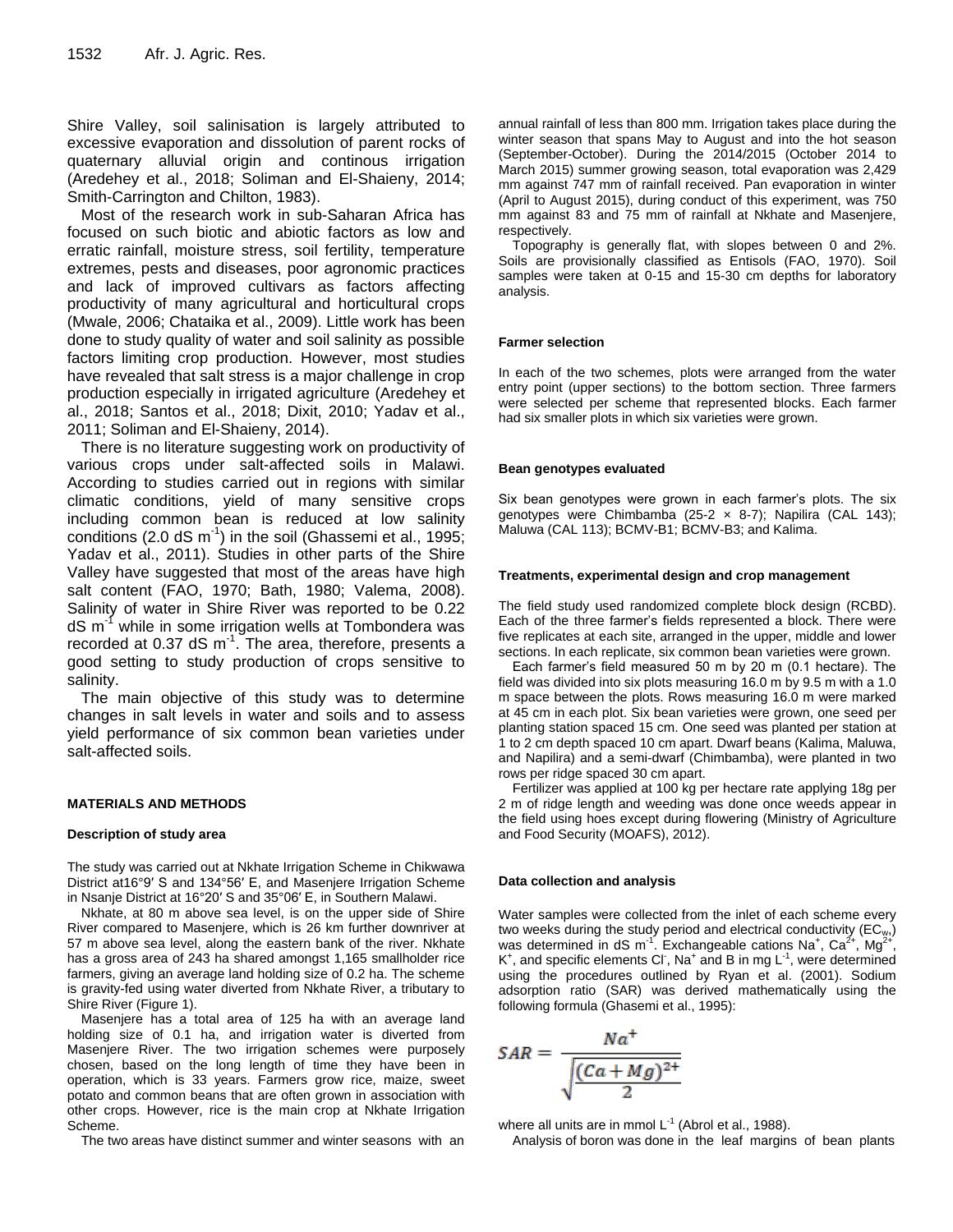Shire Valley, soil salinisation is largely attributed to excessive evaporation and dissolution of parent rocks of quaternary alluvial origin and continous irrigation (Aredehey et al., 2018; Soliman and El-Shaieny, 2014; Smith-Carrington and Chilton, 1983).

Most of the research work in sub-Saharan Africa has focused on such biotic and abiotic factors as low and erratic rainfall, moisture stress, soil fertility, temperature extremes, pests and diseases, poor agronomic practices and lack of improved cultivars as factors affecting productivity of many agricultural and horticultural crops (Mwale, 2006; Chataika et al., 2009). Little work has been done to study quality of water and soil salinity as possible factors limiting crop production. However, most studies have revealed that salt stress is a major challenge in crop production especially in irrigated agriculture (Aredehey et al., 2018; Santos et al., 2018; Dixit, 2010; Yadav et al., 2011; Soliman and El-Shaieny, 2014).

There is no literature suggesting work on productivity of various crops under salt-affected soils in Malawi. According to studies carried out in regions with similar climatic conditions, yield of many sensitive crops including common bean is reduced at low salinity conditions (2.0 dS $m^{-1}$) in the soil (Ghassemi et al., 1995; Yadav et al., 2011). Studies in other parts of the Shire Valley have suggested that most of the areas have high salt content (FAO, 1970; Bath, 1980; Valema, 2008). Salinity of water in Shire River was reported to be 0.22 dS $m^{-1}$ while in some irrigation wells at Tombondera was recorded at 0.37 dS $m^{-1}$. The area, therefore, presents a good setting to study production of crops sensitive to salinity.

The main objective of this study was to determine changes in salt levels in water and soils and to assess yield performance of six common bean varieties under salt-affected soils.

## MATERIALS AND METHODS

### Description of study area

The study was carried out at Nkhate Irrigation Scheme in Chikwawa District at16°9′ S and 134°56′ E, and Masenjere Irrigation Scheme in Nsanje District at 16°20′ S and 35°06′ E, in Southern Malawi.

Nkhate, at 80 m above sea level, is on the upper side of Shire River compared to Masenjere, which is 26 km further downriver at 57 m above sea level, along the eastern bank of the river. Nkhate has a gross area of 243 ha shared amongst 1,165 smallholder rice farmers, giving an average land holding size of 0.2 ha. The scheme is gravity-fed using water diverted from Nkhate River, a tributary to Shire River (Figure 1).

Masenjere has a total area of 125 ha with an average land holding size of 0.1 ha, and irrigation water is diverted from Masenjere River. The two irrigation schemes were purposely chosen, based on the long length of time they have been in operation, which is 33 years. Farmers grow rice, maize, sweet potato and common beans that are often grown in association with other crops. However, rice is the main crop at Nkhate Irrigation Scheme.

The two areas have distinct summer and winter seasons with an annual rainfall of less than 800 mm. Irrigation takes place during the winter season that spans May to August and into the hot season (September-October). During the 2014/2015 (October 2014 to March 2015) summer growing season, total evaporation was 2,429 mm against 747 mm of rainfall received. Pan evaporation in winter (April to August 2015), during conduct of this experiment, was 750 mm against 83 and 75 mm of rainfall at Nkhate and Masenjere, respectively.

Topography is generally flat, with slopes between 0 and 2%. Soils are provisionally classified as Entisols (FAO, 1970). Soil samples were taken at 0-15 and 15-30 cm depths for laboratory analysis.

### Farmer selection

In each of the two schemes, plots were arranged from the water entry point (upper sections) to the bottom section. Three farmers were selected per scheme that represented blocks. Each farmer had six smaller plots in which six varieties were grown.

### Bean genotypes evaluated

Six bean genotypes were grown in each farmer's plots. The six genotypes were Chimbamba (25-2 × 8-7); Napilira (CAL 143); Maluwa (CAL 113); BCMV-B1; BCMV-B3; and Kalima.

### Treatments, experimental design and crop management

The field study used randomized complete block design (RCBD). Each of the three farmer's fields represented a block. There were five replicates at each site, arranged in the upper, middle and lower sections. In each replicate, six common bean varieties were grown.

Each farmer's field measured 50 m by 20 m (0.1 hectare). The field was divided into six plots measuring 16.0 m by 9.5 m with a 1.0 m space between the plots. Rows measuring 16.0 m were marked at 45 cm in each plot. Six bean varieties were grown, one seed per planting station spaced 15 cm. One seed was planted per station at 1 to 2 cm depth spaced 10 cm apart. Dwarf beans (Kalima, Maluwa, and Napilira) and a semi-dwarf (Chimbamba), were planted in two rows per ridge spaced 30 cm apart.

Fertilizer was applied at 100 kg per hectare rate applying 18g per 2 m of ridge length and weeding was done once weeds appear in the field using hoes except during flowering (Ministry of Agriculture and Food Security (MOAFS), 2012).

### Data collection and analysis

Water samples were collected from the inlet of each scheme every two weeks during the study period and electrical conductivity ($EC_w$) was determined in dS $m^{-1}$. Exchangeable cations $Na^+$, $Ca^{2+}$, $Mg^{2+}$, $K^+$, and specific elements $Cl^-$, $Na^+$ and B in mg $L^{-1}$, were determined using the procedures outlined by Ryan et al. (2001). Sodium adsorption ratio (SAR) was derived mathematically using the following formula (Ghasemi et al., 1995):

$$SAR = \frac{Na^+}{\sqrt{\frac{(Ca+Mg)^{2+}}{2}}}$$

where all units are in mmol $L^{-1}$ (Abrol et al., 1988).

Analysis of boron was done in the leaf margins of bean plants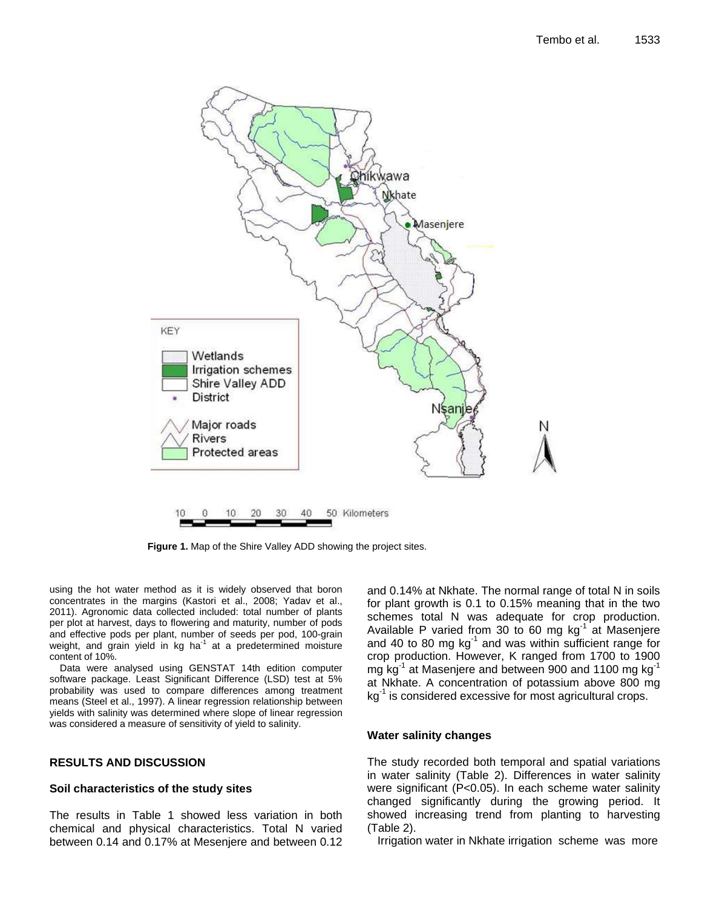**Figure 1.** Map of the Shire Valley ADD showing the project sites.

using the hot water method as it is widely observed that boron concentrates in the margins (Kastori et al., 2008; Yadav et al., 2011). Agronomic data collected included: total number of plants per plot at harvest, days to flowering and maturity, number of pods and effective pods per plant, number of seeds per pod, 100-grain weight, and grain yield in kg $ha^{-1}$ at a predetermined moisture content of 10%.

Data were analysed using GENSTAT 14th edition computer software package. Least Significant Difference (LSD) test at 5% probability was used to compare differences among treatment means (Steel et al., 1997). A linear regression relationship between yields with salinity was determined where slope of linear regression was considered a measure of sensitivity of yield to salinity.

## RESULTS AND DISCUSSION

### Soil characteristics of the study sites

The results in Table 1 showed less variation in both chemical and physical characteristics. Total N varied between 0.14 and 0.17% at Mesenjere and between 0.12 and 0.14% at Nkhate. The normal range of total N in soils for plant growth is 0.1 to 0.15% meaning that in the two schemes total N was adequate for crop production. Available P varied from 30 to 60 mg $kg^{-1}$ at Masenjere and 40 to 80 mg $kg^{-1}$ and was within sufficient range for crop production. However, K ranged from 1700 to 1900 mg $kg^{-1}$ at Masenjere and between 900 and 1100 mg $kg^{-1}$ at Nkhate. A concentration of potassium above 800 mg $kg^{-1}$ is considered excessive for most agricultural crops.

### Water salinity changes

The study recorded both temporal and spatial variations in water salinity (Table 2). Differences in water salinity were significant ($P<0.05$). In each scheme water salinity changed significantly during the growing period. It showed increasing trend from planting to harvesting (Table 2).

Irrigation water in Nkhate irrigation scheme was more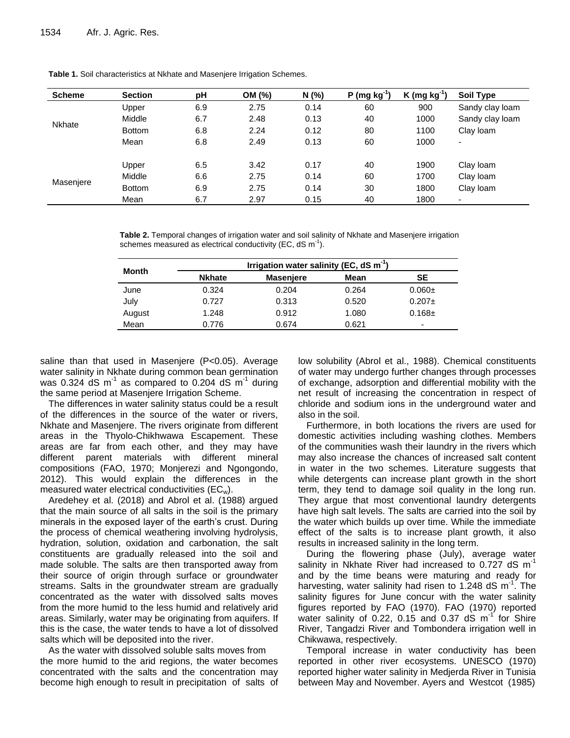**Table 1.** Soil characteristics at Nkhate and Masenjere Irrigation Schemes.

| Scheme | Section | pH | OM (%) | N (%) | P (mg kg$^{-1}$) | K (mg kg$^{-1}$) | Soil Type |
|---|---|---|---|---|---|---|---|
| Nkhate | Upper | 6.9 | 2.75 | 0.14 | 60 | 900 | Sandy clay loam |
| | Middle | 6.7 | 2.48 | 0.13 | 40 | 1000 | Sandy clay loam |
| | Bottom | 6.8 | 2.24 | 0.12 | 80 | 1100 | Clay loam |
| | Mean | 6.8 | 2.49 | 0.13 | 60 | 1000 | - |
| Masenjere | Upper | 6.5 | 3.42 | 0.17 | 40 | 1900 | Clay loam |
| | Middle | 6.6 | 2.75 | 0.14 | 60 | 1700 | Clay loam |
| | Bottom | 6.9 | 2.75 | 0.14 | 30 | 1800 | Clay loam |
| | Mean | 6.7 | 2.97 | 0.15 | 40 | 1800 | - |

**Table 2.** Temporal changes of irrigation water and soil salinity of Nkhate and Masenjere irrigation schemes measured as electrical conductivity (EC, dS m$^{-1}$).

| Month | Irrigation water salinity (EC, dS m$^{-1}$) | | | |
|---|---|---|---|---|
| | Nkhate | Masenjere | Mean | SE |
| June | 0.324 | 0.204 | 0.264 | 0.060± |
| July | 0.727 | 0.313 | 0.520 | 0.207± |
| August | 1.248 | 0.912 | 1.080 | 0.168± |
| Mean | 0.776 | 0.674 | 0.621 | - |

saline than that used in Masenjere ($P<0.05$). Average water salinity in Nkhate during common bean germination was 0.324 dS m$^{-1}$ as compared to 0.204 dS m$^{-1}$ during the same period at Masenjere Irrigation Scheme.

The differences in water salinity status could be a result of the differences in the source of the water or rivers, Nkhate and Masenjere. The rivers originate from different areas in the Thyolo-Chikhwawa Escapement. These areas are far from each other, and they may have different parent materials with different mineral compositions (FAO, 1970; Monjerezi and Ngongondo, 2012). This would explain the differences in the measured water electrical conductivities ($EC_w$).

Aredehey et al. (2018) and Abrol et al. (1988) argued that the main source of all salts in the soil is the primary minerals in the exposed layer of the earth's crust. During the process of chemical weathering involving hydrolysis, hydration, solution, oxidation and carbonation, the salt constituents are gradually released into the soil and made soluble. The salts are then transported away from their source of origin through surface or groundwater streams. Salts in the groundwater stream are gradually concentrated as the water with dissolved salts moves from the more humid to the less humid and relatively arid areas. Similarly, water may be originating from aquifers. If this is the case, the water tends to have a lot of dissolved salts which will be deposited into the river.

As the water with dissolved soluble salts moves from the more humid to the arid regions, the water becomes concentrated with the salts and the concentration may become high enough to result in precipitation of salts of low solubility (Abrol et al., 1988). Chemical constituents of water may undergo further changes through processes of exchange, adsorption and differential mobility with the net result of increasing the concentration in respect of chloride and sodium ions in the underground water and also in the soil.

Furthermore, in both locations the rivers are used for domestic activities including washing clothes. Members of the communities wash their laundry in the rivers which may also increase the chances of increased salt content in water in the two schemes. Literature suggests that while detergents can increase plant growth in the short term, they tend to damage soil quality in the long run. They argue that most conventional laundry detergents have high salt levels. The salts are carried into the soil by the water which builds up over time. While the immediate effect of the salts is to increase plant growth, it also results in increased salinity in the long term.

During the flowering phase (July), average water salinity in Nkhate River had increased to 0.727 dS m$^{-1}$ and by the time beans were maturing and ready for harvesting, water salinity had risen to 1.248 dS m$^{-1}$. The salinity figures for June concur with the water salinity figures reported by FAO (1970). FAO (1970) reported water salinity of 0.22, 0.15 and 0.37 dS m$^{-1}$ for Shire River, Tangadzi River and Tombondera irrigation well in Chikwawa, respectively.

Temporal increase in water conductivity has been reported in other river ecosystems. UNESCO (1970) reported higher water salinity in Medjerda River in Tunisia between May and November. Ayers and Westcot (1985)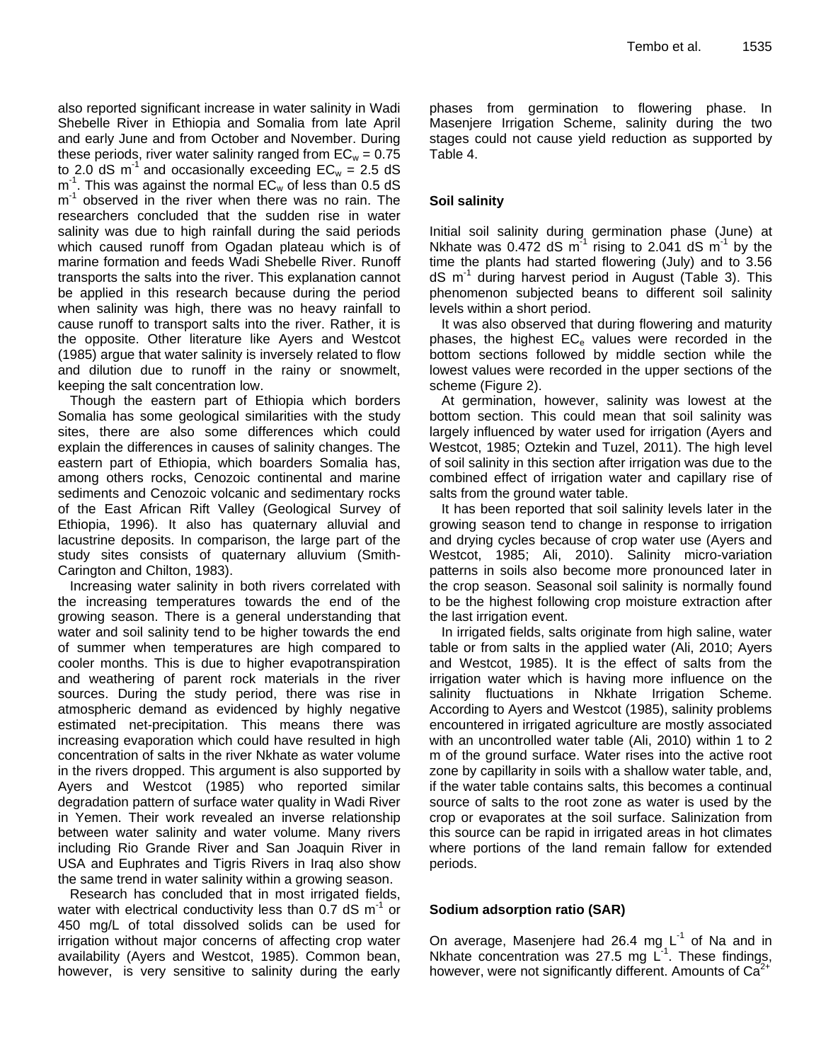also reported significant increase in water salinity in Wadi Shebelle River in Ethiopia and Somalia from late April and early June and from October and November. During these periods, river water salinity ranged from $EC_w$ = 0.75 to 2.0 dS $m^{-1}$ and occasionally exceeding $EC_w$ = 2.5 dS $m^{-1}$. This was against the normal $EC_w$ of less than 0.5 dS $m^{-1}$ observed in the river when there was no rain. The researchers concluded that the sudden rise in water salinity was due to high rainfall during the said periods which caused runoff from Ogadan plateau which is of marine formation and feeds Wadi Shebelle River. Runoff transports the salts into the river. This explanation cannot be applied in this research because during the period when salinity was high, there was no heavy rainfall to cause runoff to transport salts into the river. Rather, it is the opposite. Other literature like Ayers and Westcot (1985) argue that water salinity is inversely related to flow and dilution due to runoff in the rainy or snowmelt, keeping the salt concentration low.

Though the eastern part of Ethiopia which borders Somalia has some geological similarities with the study sites, there are also some differences which could explain the differences in causes of salinity changes. The eastern part of Ethiopia, which boarders Somalia has, among others rocks, Cenozoic continental and marine sediments and Cenozoic volcanic and sedimentary rocks of the East African Rift Valley (Geological Survey of Ethiopia, 1996). It also has quaternary alluvial and lacustrine deposits. In comparison, the large part of the study sites consists of quaternary alluvium (Smith-Carington and Chilton, 1983).

Increasing water salinity in both rivers correlated with the increasing temperatures towards the end of the growing season. There is a general understanding that water and soil salinity tend to be higher towards the end of summer when temperatures are high compared to cooler months. This is due to higher evapotranspiration and weathering of parent rock materials in the river sources. During the study period, there was rise in atmospheric demand as evidenced by highly negative estimated net-precipitation. This means there was increasing evaporation which could have resulted in high concentration of salts in the river Nkhate as water volume in the rivers dropped. This argument is also supported by Ayers and Westcot (1985) who reported similar degradation pattern of surface water quality in Wadi River in Yemen. Their work revealed an inverse relationship between water salinity and water volume. Many rivers including Rio Grande River and San Joaquin River in USA and Euphrates and Tigris Rivers in Iraq also show the same trend in water salinity within a growing season.

Research has concluded that in most irrigated fields, water with electrical conductivity less than 0.7 dS $m^{-1}$ or 450 mg/L of total dissolved solids can be used for irrigation without major concerns of affecting crop water availability (Ayers and Westcot, 1985). Common bean, however, is very sensitive to salinity during the early phases from germination to flowering phase. In Masenjere Irrigation Scheme, salinity during the two stages could not cause yield reduction as supported by Table 4.

## Soil salinity

Initial soil salinity during germination phase (June) at Nkhate was 0.472 dS $m^{-1}$ rising to 2.041 dS $m^{-1}$ by the time the plants had started flowering (July) and to 3.56 dS $m^{-1}$ during harvest period in August (Table 3). This phenomenon subjected beans to different soil salinity levels within a short period.

It was also observed that during flowering and maturity phases, the highest $EC_e$ values were recorded in the bottom sections followed by middle section while the lowest values were recorded in the upper sections of the scheme (Figure 2).

At germination, however, salinity was lowest at the bottom section. This could mean that soil salinity was largely influenced by water used for irrigation (Ayers and Westcot, 1985; Oztekin and Tuzel, 2011). The high level of soil salinity in this section after irrigation was due to the combined effect of irrigation water and capillary rise of salts from the ground water table.

It has been reported that soil salinity levels later in the growing season tend to change in response to irrigation and drying cycles because of crop water use (Ayers and Westcot, 1985; Ali, 2010). Salinity micro-variation patterns in soils also become more pronounced later in the crop season. Seasonal soil salinity is normally found to be the highest following crop moisture extraction after the last irrigation event.

In irrigated fields, salts originate from high saline, water table or from salts in the applied water (Ali, 2010; Ayers and Westcot, 1985). It is the effect of salts from the irrigation water which is having more influence on the salinity fluctuations in Nkhate Irrigation Scheme. According to Ayers and Westcot (1985), salinity problems encountered in irrigated agriculture are mostly associated with an uncontrolled water table (Ali, 2010) within 1 to 2 m of the ground surface. Water rises into the active root zone by capillarity in soils with a shallow water table, and, if the water table contains salts, this becomes a continual source of salts to the root zone as water is used by the crop or evaporates at the soil surface. Salinization from this source can be rapid in irrigated areas in hot climates where portions of the land remain fallow for extended periods.

## Sodium adsorption ratio (SAR)

On average, Masenjere had 26.4 mg $L^{-1}$ of Na and in Nkhate concentration was 27.5 mg $L^{-1}$. These findings, however, were not significantly different. Amounts of $Ca^{2+}$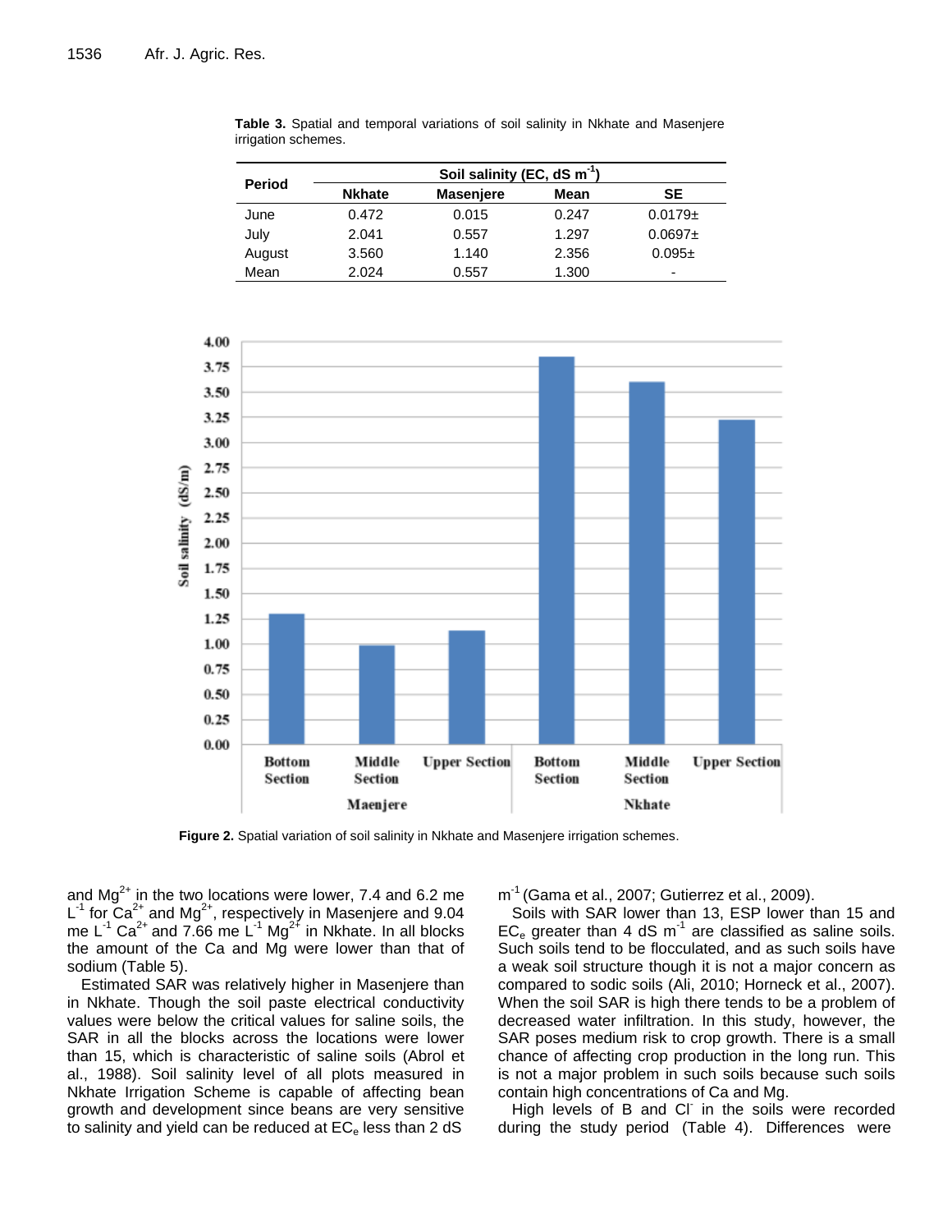**Table 3.** Spatial and temporal variations of soil salinity in Nkhate and Masenjere irrigation schemes.

| Period | Soil salinity (EC, dS m$^{-1}$) | | | |
|---|---|---|---|---|
| | Nkhate | Masenjere | Mean | SE |
| June | 0.472 | 0.015 | 0.247 | 0.0179± |
| July | 2.041 | 0.557 | 1.297 | 0.0697± |
| August | 3.560 | 1.140 | 2.356 | 0.095± |
| Mean | 2.024 | 0.557 | 1.300 | - |

**Figure 2.** Spatial variation of soil salinity in Nkhate and Masenjere irrigation schemes.

and $Mg^{2+}$ in the two locations were lower, 7.4 and 6.2 me $L^{-1}$ for $Ca^{2+}$ and $Mg^{2+}$, respectively in Masenjere and 9.04 me $L^{-1}$ $Ca^{2+}$ and 7.66 me $L^{-1}$ $Mg^{2+}$ in Nkhate. In all blocks the amount of the Ca and Mg were lower than that of sodium (Table 5).

Estimated SAR was relatively higher in Masenjere than in Nkhate. Though the soil paste electrical conductivity values were below the critical values for saline soils, the SAR in all the blocks across the locations were lower than 15, which is characteristic of saline soils (Abrol et al., 1988). Soil salinity level of all plots measured in Nkhate Irrigation Scheme is capable of affecting bean growth and development since beans are very sensitive to salinity and yield can be reduced at $EC_e$ less than 2 dS $m^{-1}$ (Gama et al., 2007; Gutierrez et al., 2009).

Soils with SAR lower than 13, ESP lower than 15 and $EC_e$ greater than 4 dS $m^{-1}$ are classified as saline soils. Such soils tend to be flocculated, and as such soils have a weak soil structure though it is not a major concern as compared to sodic soils (Ali, 2010; Horneck et al., 2007). When the soil SAR is high there tends to be a problem of decreased water infiltration. In this study, however, the SAR poses medium risk to crop growth. There is a small chance of affecting crop production in the long run. This is not a major problem in such soils because such soils contain high concentrations of Ca and Mg.

High levels of B and $Cl^{-}$ in the soils were recorded during the study period (Table 4). Differences were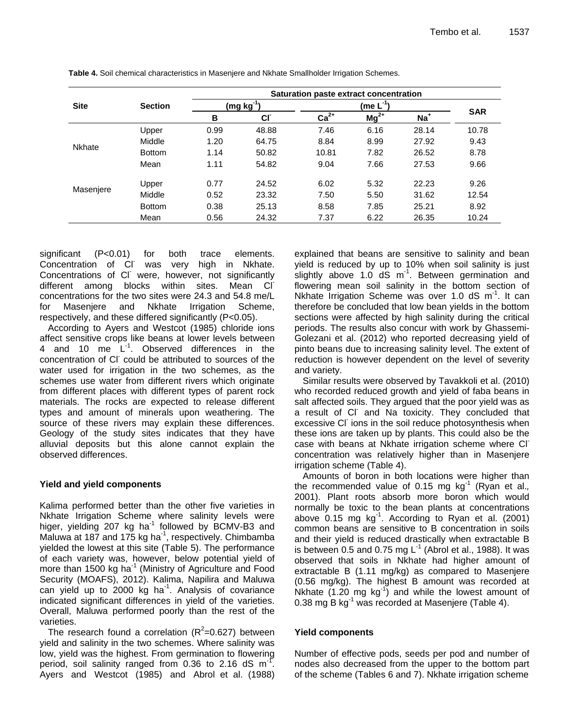**Table 4.** Soil chemical characteristics in Masenjere and Nkhate Smallholder Irrigation Schemes.

| Site | Section | Saturation paste extract concentration | | | | | SAR |
|---|---|---|---|---|---|---|---|
| | | ($mg\ kg^{-1}$) | | ($me\ L^{-1}$) | | | |
| | | B | $Cl^-$ | $Ca^{2+}$ | $Mg^{2+}$ | $Na^+$ | |
| Nkhate | Upper | 0.99 | 48.88 | 7.46 | 6.16 | 28.14 | 10.78 |
| | Middle | 1.20 | 64.75 | 8.84 | 8.99 | 27.92 | 9.43 |
| | Bottom | 1.14 | 50.82 | 10.81 | 7.82 | 26.52 | 8.78 |
| | Mean | 1.11 | 54.82 | 9.04 | 7.66 | 27.53 | 9.66 |
| Masenjere | Upper | 0.77 | 24.52 | 6.02 | 5.32 | 22.23 | 9.26 |
| | Middle | 0.52 | 23.32 | 7.50 | 5.50 | 31.62 | 12.54 |
| | Bottom | 0.38 | 25.13 | 8.58 | 7.85 | 25.21 | 8.92 |
| | Mean | 0.56 | 24.32 | 7.37 | 6.22 | 26.35 | 10.24 |

significant ($P<0.01$) for both trace elements. Concentration of $Cl^-$ was very high in Nkhate. Concentrations of $Cl^-$ were, however, not significantly different among blocks within sites. Mean $Cl^-$ concentrations for the two sites were 24.3 and 54.8 me/L for Masenjere and Nkhate Irrigation Scheme, respectively, and these differed significantly ($P<0.05$).

According to Ayers and Westcot (1985) chloride ions affect sensitive crops like beans at lower levels between 4 and 10 me $L^{-1}$. Observed differences in the concentration of $Cl^-$ could be attributed to sources of the water used for irrigation in the two schemes, as the schemes use water from different rivers which originate from different places with different types of parent rock materials. The rocks are expected to release different types and amount of minerals upon weathering. The source of these rivers may explain these differences. Geology of the study sites indicates that they have alluvial deposits but this alone cannot explain the observed differences.

### Yield and yield components

Kalima performed better than the other five varieties in Nkhate Irrigation Scheme where salinity levels were higer, yielding 207 kg $ha^{-1}$ followed by BCMV-B3 and Maluwa at 187 and 175 kg $ha^{-1}$, respectively. Chimbamba yielded the lowest at this site (Table 5). The performance of each variety was, however, below potential yield of more than 1500 kg $ha^{-1}$ (Ministry of Agriculture and Food Security (MOAFS), 2012). Kalima, Napilira and Maluwa can yield up to 2000 kg $ha^{-1}$. Analysis of covariance indicated significant differences in yield of the varieties. Overall, Maluwa performed poorly than the rest of the varieties.

The research found a correlation ($R^2$=0.627) between yield and salinity in the two schemes. Where salinity was low, yield was the highest. From germination to flowering period, soil salinity ranged from 0.36 to 2.16 dS $m^{-1}$. Ayers and Westcot (1985) and Abrol et al. (1988) explained that beans are sensitive to salinity and bean yield is reduced by up to 10% when soil salinity is just slightly above 1.0 dS $m^{-1}$. Between germination and flowering mean soil salinity in the bottom section of Nkhate Irrigation Scheme was over 1.0 dS $m^{-1}$. It can therefore be concluded that low bean yields in the bottom sections were affected by high salinity during the critical periods. The results also concur with work by Ghassemi-Golezani et al. (2012) who reported decreasing yield of pinto beans due to increasing salinity level. The extent of reduction is however dependent on the level of severity and variety.

Similar results were observed by Tavakkoli et al. (2010) who recorded reduced growth and yield of faba beans in salt affected soils. They argued that the poor yield was as a result of $Cl^-$ and Na toxicity. They concluded that excessive $Cl^-$ ions in the soil reduce photosynthesis when these ions are taken up by plants. This could also be the case with beans at Nkhate irrigation scheme where $Cl^-$ concentration was relatively higher than in Masenjere irrigation scheme (Table 4).

Amounts of boron in both locations were higher than the recommended value of 0.15 mg $kg^{-1}$ (Ryan et al., 2001). Plant roots absorb more boron which would normally be toxic to the bean plants at concentrations above 0.15 mg $kg^{-1}$. According to Ryan et al. (2001) common beans are sensitive to B concentration in soils and their yield is reduced drastically when extractable B is between 0.5 and 0.75 mg $L^{-1}$ (Abrol et al., 1988). It was observed that soils in Nkhate had higher amount of extractable B (1.11 mg/kg) as compared to Masenjere (0.56 mg/kg). The highest B amount was recorded at Nkhate (1.20 mg $kg^{-1}$) and while the lowest amount of 0.38 mg B $kg^{-1}$ was recorded at Masenjere (Table 4).

### Yield components

Number of effective pods, seeds per pod and number of nodes also decreased from the upper to the bottom part of the scheme (Tables 6 and 7). Nkhate irrigation scheme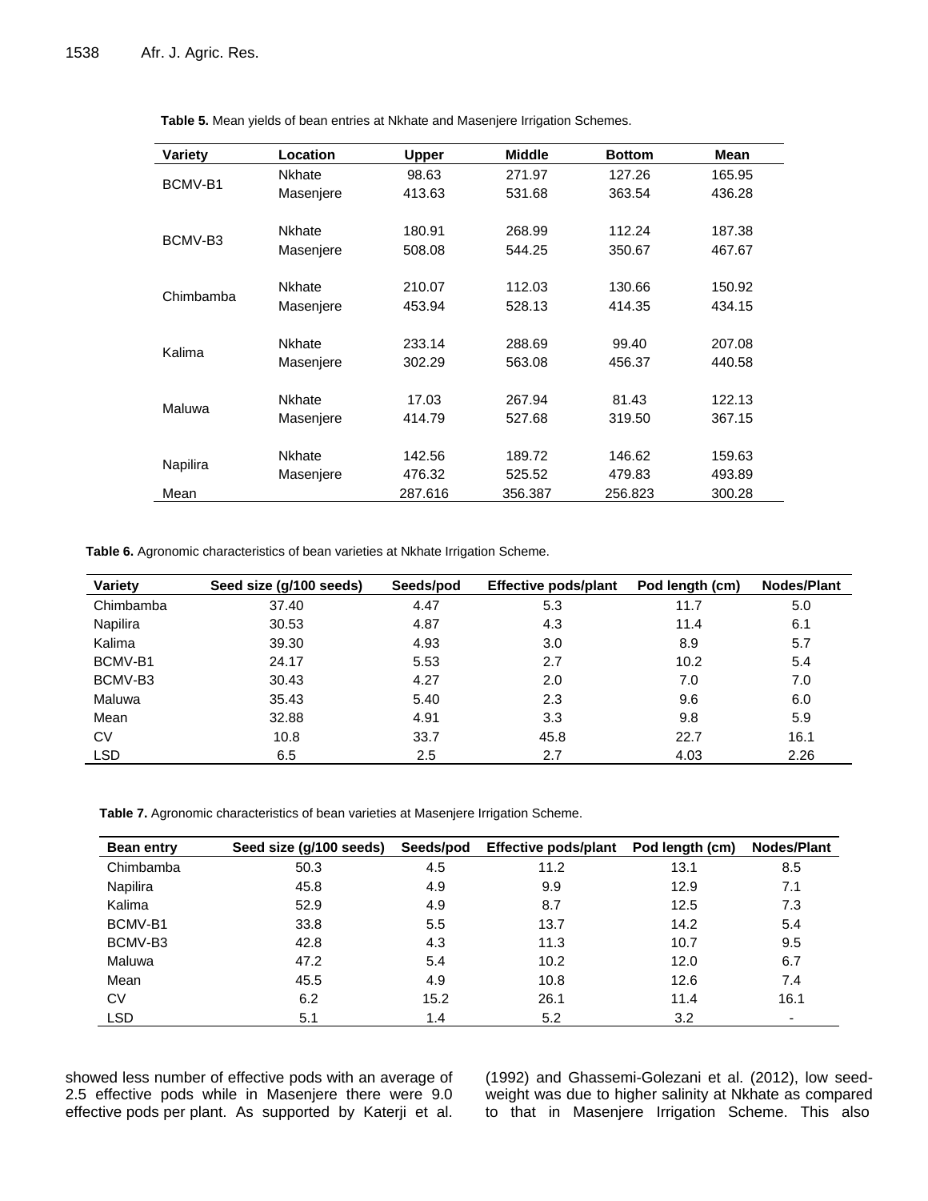**Table 5.** Mean yields of bean entries at Nkhate and Masenjere Irrigation Schemes.

| Variety | Location | Upper | Middle | Bottom | Mean |
|---|---|---|---|---|---|
| BCMV-B1 | Nkhate | 98.63 | 271.97 | 127.26 | 165.95 |
| | Masenjere | 413.63 | 531.68 | 363.54 | 436.28 |
| BCMV-B3 | Nkhate | 180.91 | 268.99 | 112.24 | 187.38 |
| | Masenjere | 508.08 | 544.25 | 350.67 | 467.67 |
| Chimbamba | Nkhate | 210.07 | 112.03 | 130.66 | 150.92 |
| | Masenjere | 453.94 | 528.13 | 414.35 | 434.15 |
| Kalima | Nkhate | 233.14 | 288.69 | 99.40 | 207.08 |
| | Masenjere | 302.29 | 563.08 | 456.37 | 440.58 |
| Maluwa | Nkhate | 17.03 | 267.94 | 81.43 | 122.13 |
| | Masenjere | 414.79 | 527.68 | 319.50 | 367.15 |
| Napilira | Nkhate | 142.56 | 189.72 | 146.62 | 159.63 |
| | Masenjere | 476.32 | 525.52 | 479.83 | 493.89 |
| Mean | | 287.616 | 356.387 | 256.823 | 300.28 |

**Table 6.** Agronomic characteristics of bean varieties at Nkhate Irrigation Scheme.

| Variety | Seed size (g/100 seeds) | Seeds/pod | Effective pods/plant | Pod length (cm) | Nodes/Plant |
|---|---|---|---|---|---|
| Chimbamba | 37.40 | 4.47 | 5.3 | 11.7 | 5.0 |
| Napilira | 30.53 | 4.87 | 4.3 | 11.4 | 6.1 |
| Kalima | 39.30 | 4.93 | 3.0 | 8.9 | 5.7 |
| BCMV-B1 | 24.17 | 5.53 | 2.7 | 10.2 | 5.4 |
| BCMV-B3 | 30.43 | 4.27 | 2.0 | 7.0 | 7.0 |
| Maluwa | 35.43 | 5.40 | 2.3 | 9.6 | 6.0 |
| Mean | 32.88 | 4.91 | 3.3 | 9.8 | 5.9 |
| CV | 10.8 | 33.7 | 45.8 | 22.7 | 16.1 |
| LSD | 6.5 | 2.5 | 2.7 | 4.03 | 2.26 |

**Table 7.** Agronomic characteristics of bean varieties at Masenjere Irrigation Scheme.

| Bean entry | Seed size (g/100 seeds) | Seeds/pod | Effective pods/plant | Pod length (cm) | Nodes/Plant |
|---|---|---|---|---|---|
| Chimbamba | 50.3 | 4.5 | 11.2 | 13.1 | 8.5 |
| Napilira | 45.8 | 4.9 | 9.9 | 12.9 | 7.1 |
| Kalima | 52.9 | 4.9 | 8.7 | 12.5 | 7.3 |
| BCMV-B1 | 33.8 | 5.5 | 13.7 | 14.2 | 5.4 |
| BCMV-B3 | 42.8 | 4.3 | 11.3 | 10.7 | 9.5 |
| Maluwa | 47.2 | 5.4 | 10.2 | 12.0 | 6.7 |
| Mean | 45.5 | 4.9 | 10.8 | 12.6 | 7.4 |
| CV | 6.2 | 15.2 | 26.1 | 11.4 | 16.1 |
| LSD | 5.1 | 1.4 | 5.2 | 3.2 | - |

showed less number of effective pods with an average of 2.5 effective pods while in Masenjere there were 9.0 effective pods per plant. As supported by Katerji et al. (1992) and Ghassemi-Golezani et al. (2012), low seed-weight was due to higher salinity at Nkhate as compared to that in Masenjere Irrigation Scheme. This also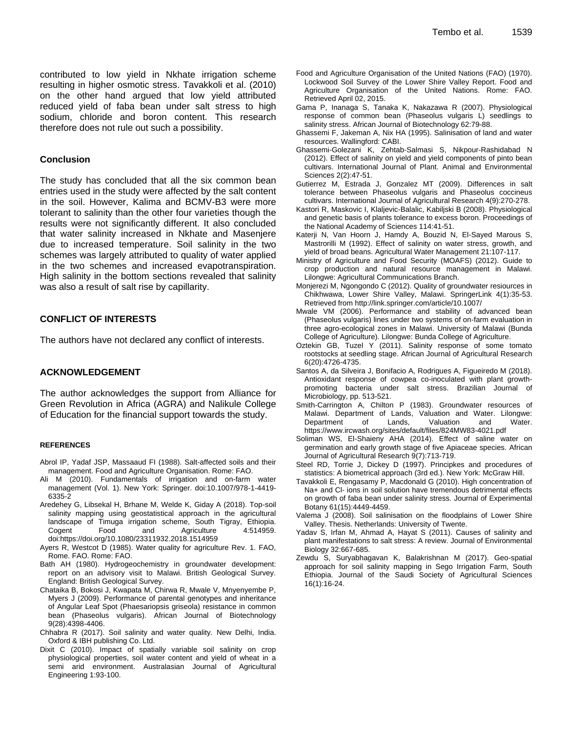contributed to low yield in Nkhate irrigation scheme resulting in higher osmotic stress. Tavakkoli et al. (2010) on the other hand argued that low yield attributed reduced yield of faba bean under salt stress to high sodium, chloride and boron content. This research therefore does not rule out such a possibility.

## Conclusion

The study has concluded that all the six common bean entries used in the study were affected by the salt content in the soil. However, Kalima and BCMV-B3 were more tolerant to salinity than the other four varieties though the results were not significantly different. It also concluded that water salinity increased in Nkhate and Masenjere due to increased temperature. Soil salinity in the two schemes was largely attributed to quality of water applied in the two schemes and increased evapotranspiration. High salinity in the bottom sections revealed that salinity was also a result of salt rise by capillarity.

## CONFLICT OF INTERESTS

The authors have not declared any conflict of interests.

## ACKNOWLEDGEMENT

The author acknowledges the support from Alliance for Green Revolution in Africa (AGRA) and Nalikule College of Education for the financial support towards the study.

## REFERENCES

Abrol IP, Yadaf JSP, Massaaud FI (1988). Salt-affected soils and their management. Food and Agriculture Organisation. Rome: FAO.

Ali M (2010). Fundamentals of irrigation and on-farm water management (Vol. 1). New York: Springer. doi:10.1007/978-1-4419-6335-2

Aredehey G, Libsekal H, Brhane M, Welde K, Giday A (2018). Top-soil salinity mapping using geostatistical approach in the agricultural landscape of Timuga irrigation scheme, South Tigray, Ethiopia. Cogent Food and Agriculture 4:514959. doi:https://doi.org/10.1080/23311932.2018.1514959

Ayers R, Westcot D (1985). Water quality for agriculture Rev. 1. FAO, Rome. FAO. Rome: FAO.

Bath AH (1980). Hydrogeochemistry in groundwater development: report on an advisory visit to Malawi. British Geological Survey. England: British Geological Survey.

Chataika B, Bokosi J, Kwapata M, Chirwa R, Mwale V, Mnyenyembe P, Myers J (2009). Performance of parental genotypes and inheritance of Angular Leaf Spot (Phaesariopsis griseola) resistance in common bean (Phaseolus vulgaris). African Journal of Biotechnology 9(28):4398-4406.

Chhabra R (2017). Soil salinity and water quality. New Delhi, India. Oxford & IBH publishing Co. Ltd.

Dixit C (2010). Impact of spatially variable soil salinity on crop physiological properties, soil water content and yield of wheat in a semi arid environment. Australasian Journal of Agricultural Engineering 1:93-100.

Food and Agriculture Organisation of the United Nations (FAO) (1970). Lockwood Soil Survey of the Lower Shire Valley Report. Food and Agriculture Organisation of the United Nations. Rome: FAO. Retrieved April 02, 2015.

Gama P, Inanaga S, Tanaka K, Nakazawa R (2007). Physiological response of common bean (Phaseolus vulgaris L) seedlings to salinity stress. African Journal of Biotechnology 62:79-88.

Ghassemi F, Jakeman A, Nix HA (1995). Salinisation of land and water resources. Wallingford: CABI.

Ghassemi-Golezani K, Zehtab-Salmasi S, Nikpour-Rashidabad N (2012). Effect of salinity on yield and yield components of pinto bean cultivars. International Journal of Plant. Animal and Environmental Sciences 2(2):47-51.

Gutierrez M, Estrada J, Gonzalez MT (2009). Differences in salt tolerance between Phaseolus vulgaris and Phaseolus coccineus cultivars. International Journal of Agricultural Research 4(9):270-278.

Kastori R, Maskovic I, Klaljevic-Balalic, Kabiljski B (2008). Physiological and genetic basis of plants tolerance to excess boron. Proceedings of the National Academy of Sciences 114:41-51.

Katerji N, Van Hoorn J, Hamdy A, Bouzid N, El-Sayed Marous S, Mastrorilli M (1992). Effect of salinity on water stress, growth, and yield of broad beans. Agricultural Water Management 21:107-117.

Ministry of Agriculture and Food Security (MOAFS) (2012). Guide to crop production and natural resource management in Malawi. Lilongwe: Agricultural Communications Branch.

Monjerezi M, Ngongondo C (2012). Quality of groundwater resiources in Chikhwawa, Lower Shire Valley, Malawi. SpringerLink 4(1):35-53. Retrieved from http://link.springer.com/article/10.1007/

Mwale VM (2006). Performance and stability of advanced bean (Phaseolus vulgaris) lines under two systems of on-farm evaluation in three agro-ecological zones in Malawi. University of Malawi (Bunda College of Agriculture). Lilongwe: Bunda College of Agriculture.

Oztekin GB, Tuzel Y (2011). Salinity response of some tomato rootstocks at seedling stage. African Journal of Agricultural Research 6(20):4726-4735.

Santos A, da Silveira J, Bonifacio A, Rodrigues A, Figueiredo M (2018). Antioxidant response of cowpea co-inoculated with plant growth-promoting bacteria under salt stress. Brazilian Journal of Microbiology, pp. 513-521.

Smith-Carrington A, Chilton P (1983). Groundwater resources of Malawi. Department of Lands, Valuation and Water. Lilongwe: Department of Lands, Valuation and Water. https://www.ircwash.org/sites/default/files/824MW83-4021.pdf

Soliman WS, El-Shaieny AHA (2014). Effect of saline water on germination and early growth stage of five Apiaceae species. African Journal of Agricultural Research 9(7):713-719.

Steel RD, Torrie J, Dickey D (1997). Principkes and procedures of statistics: A biometrical approach (3rd ed.). New York: McGraw Hill.

Tavakkoli E, Rengasamy P, Macdonald G (2010). High concentration of Na+ and Cl- ions in soil solution have tremendous detrimental effects on growth of faba bean under salinity stress. Journal of Experimental Botany 61(15):4449-4459.

Valema J (2008). Soil salinisation on the floodplains of Lower Shire Valley. Thesis. Netherlands: University of Twente.

Yadav S, Irfan M, Ahmad A, Hayat S (2011). Causes of salinity and plant manifestations to salt stress: A review. Journal of Environmental Biology 32:667-685.

Zewdu S, Suryabhagavan K, Balakrishnan M (2017). Geo-spatial approach for soil salinity mapping in Sego Irrigation Farm, South Ethiopia. Journal of the Saudi Society of Agricultural Sciences 16(1):16-24.